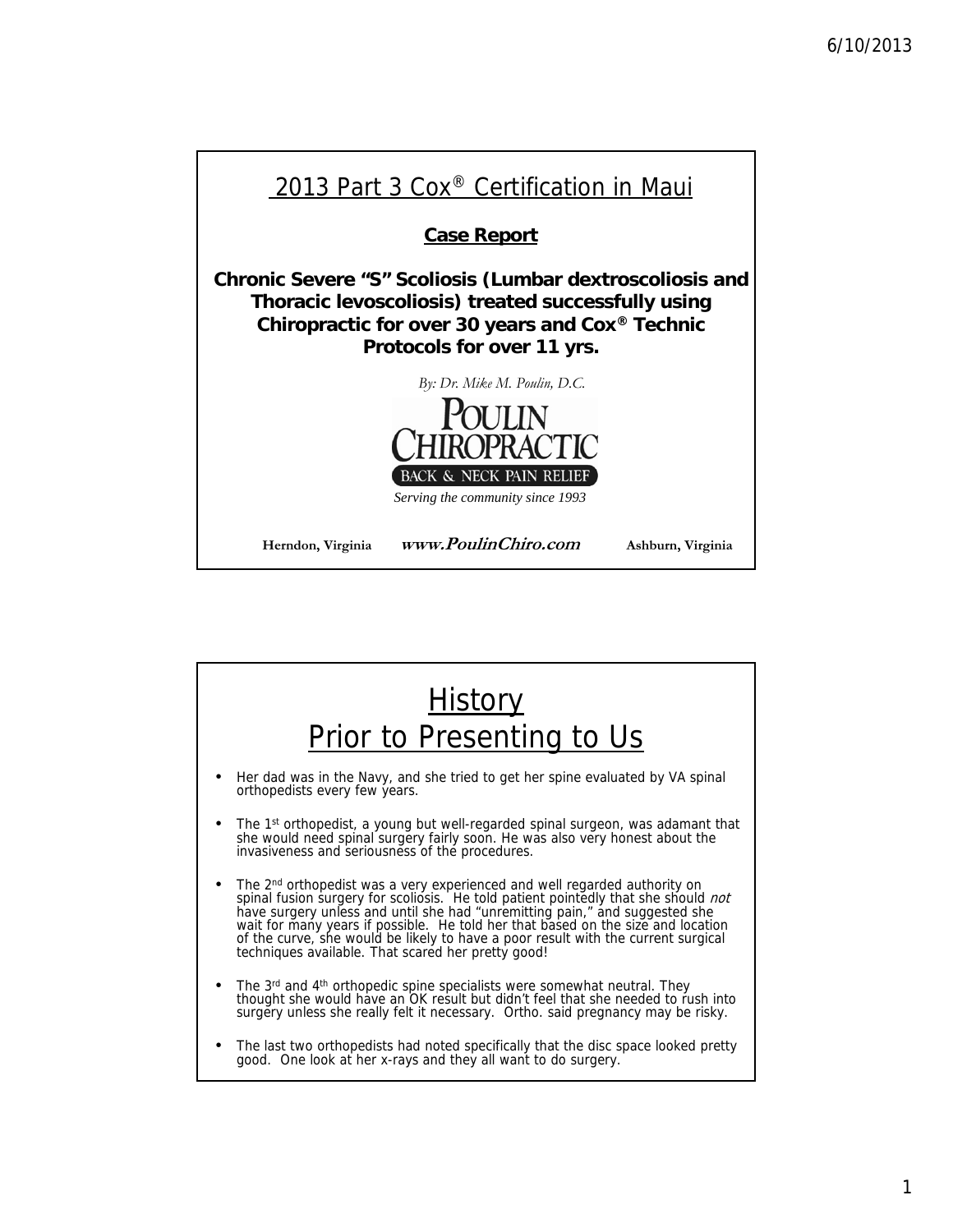# 2013 Part 3 Cox® Certification in Maui

## Case Report

**Chronic Severe "S" Scoliosis (Lumbar dextroscoliosis and Thoracic levoscoliosis) treated successfully using Chiropractic for over 30 years and Cox® Technic Protocols for over 11 yrs.**

*By: Dr. Mike M. Poulin, D.C.*

POULIN CHIROPRACTIC

BACK & NECK PAIN RELIEF

*Serving the community since 1993*

**Herndon, Virginia** ***www.PoulinChiro.com*** **Ashburn, Virginia**

# History
## Prior to Presenting to Us

- Her dad was in the Navy, and she tried to get her spine evaluated by VA spinal orthopedists every few years.
- The 1st orthopedist, a young but well-regarded spinal surgeon, was adamant that she would need spinal surgery fairly soon. He was also very honest about the invasiveness and seriousness of the procedures.
- The 2nd orthopedist was a very experienced and well regarded authority on spinal fusion surgery for scoliosis. He told patient pointedly that she should *not* have surgery unless and until she had "unremitting pain," and suggested she wait for many years if possible. He told her that based on the size and location of the curve, she would be likely to have a poor result with the current surgical techniques available. That scared her pretty good!
- The 3rd and 4th orthopedic spine specialists were somewhat neutral. They thought she would have an OK result but didn't feel that she needed to rush into surgery unless she really felt it necessary. Ortho. said pregnancy may be risky.
- The last two orthopedists had noted specifically that the disc space looked pretty good. One look at her x-rays and they all want to do surgery.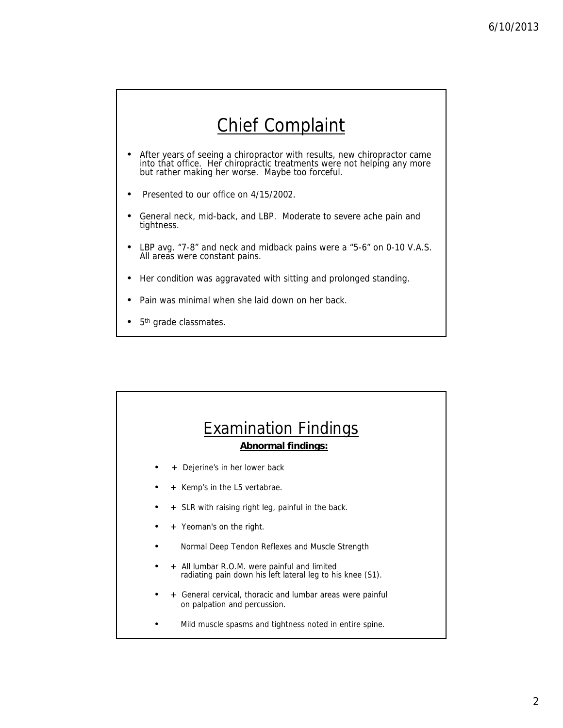## Chief Complaint

- After years of seeing a chiropractor with results, new chiropractor came into that office. Her chiropractic treatments were not helping any more but rather making her worse. Maybe too forceful.
- Presented to our office on 4/15/2002.
- General neck, mid-back, and LBP. Moderate to severe ache pain and tightness.
- LBP avg. "7-8" and neck and midback pains were a "5-6" on 0-10 V.A.S. All areas were constant pains.
- Her condition was aggravated with sitting and prolonged standing.
- Pain was minimal when she laid down on her back.
- 5th grade classmates.

## Examination Findings

**Abnormal findings:**

- + Dejerine's in her lower back
- + Kemp's in the L5 vartebrae.
- + SLR with raising right leg, painful in the back.
- + Yeoman's on the right.
- Normal Deep Tendon Reflexes and Muscle Strength
- + All lumbar R.O.M. were painful and limited radiating pain down his left lateral leg to his knee (S1).
- + General cervical, thoracic and lumbar areas were painful on palpation and percussion.
- Mild muscle spasms and tightness noted in entire spine.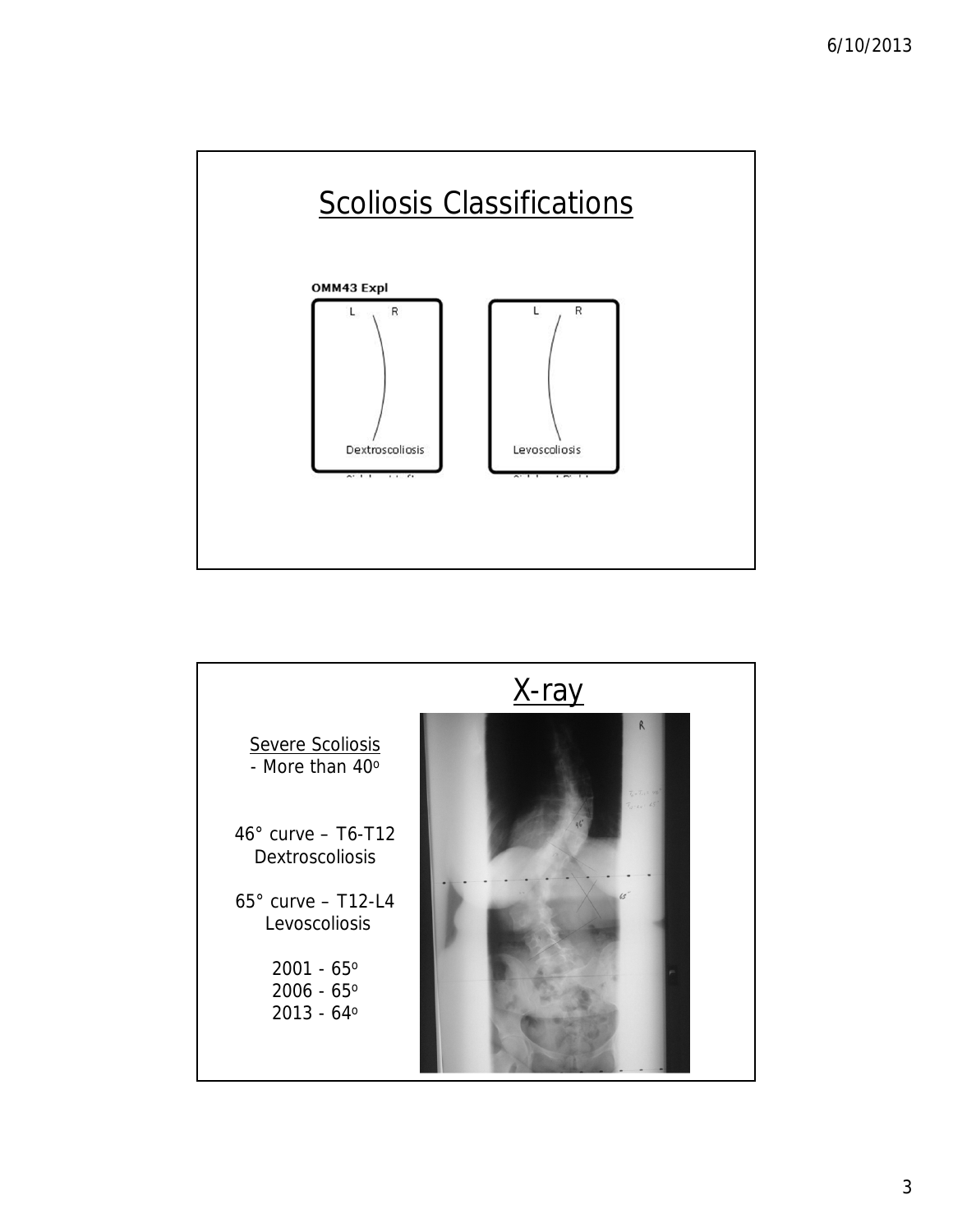# Scoliosis Classifications

OMM43 Expl

Dextroscoliosis

Levoscoliosis

# X-ray

Severe Scoliosis
- More than 40°

46° curve – T6-T12
Dextroscoliosis

65° curve – T12-L4
Levoscoliosis

2001 - 65°
2006 - 65°
2013 - 64°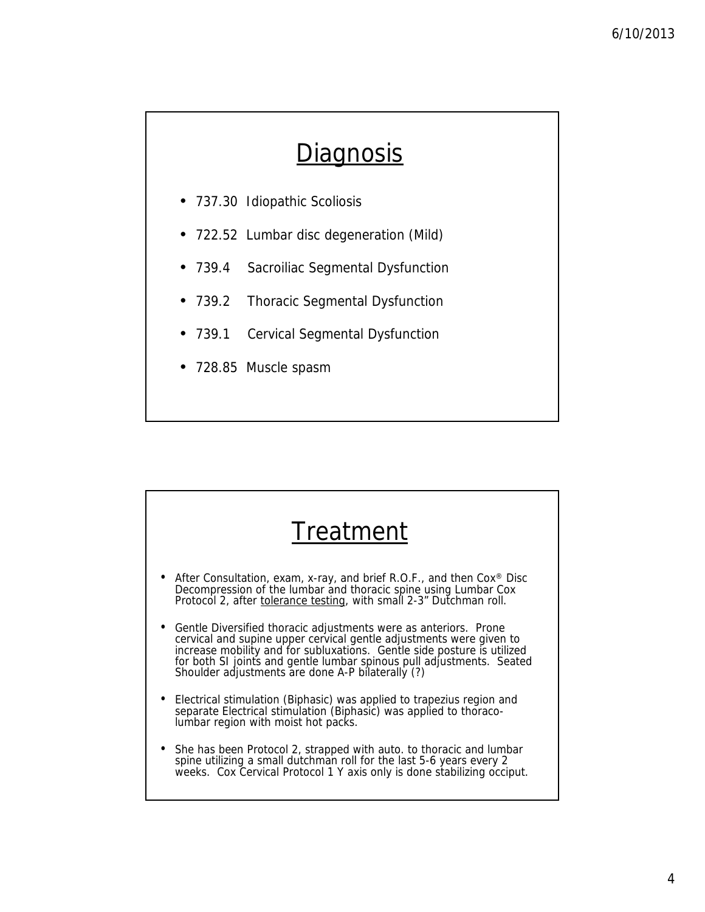## Diagnosis

- 737.30 Idiopathic Scoliosis
- 722.52 Lumbar disc degeneration (Mild)
- 739.4 Sacroiliac Segmental Dysfunction
- 739.2 Thoracic Segmental Dysfunction
- 739.1 Cervical Segmental Dysfunction
- 728.85 Muscle spasm

## Treatment

- After Consultation, exam, x-ray, and brief R.O.F., and then Cox® Disc Decompression of the lumbar and thoracic spine using Lumbar Cox Protocol 2, after tolerance testing, with small 2-3" Dutchman roll.
- Gentle Diversified thoracic adjustments were as anteriors. Prone cervical and supine upper cervical gentle adjustments were given to increase mobility and for subluxations. Gentle side posture is utilized for both SI joints and gentle lumbar spinous pull adjustments. Seated Shoulder adjustments are done A-P bilaterally (?)
- Electrical stimulation (Biphasic) was applied to trapezius region and separate Electrical stimulation (Biphasic) was applied to thoraco-lumbar region with moist hot packs.
- She has been Protocol 2, strapped with auto. to thoracic and lumbar spine utilizing a small dutchman roll for the last 5-6 years every 2 weeks. Cox Cervical Protocol 1 Y axis only is done stabilizing occiput.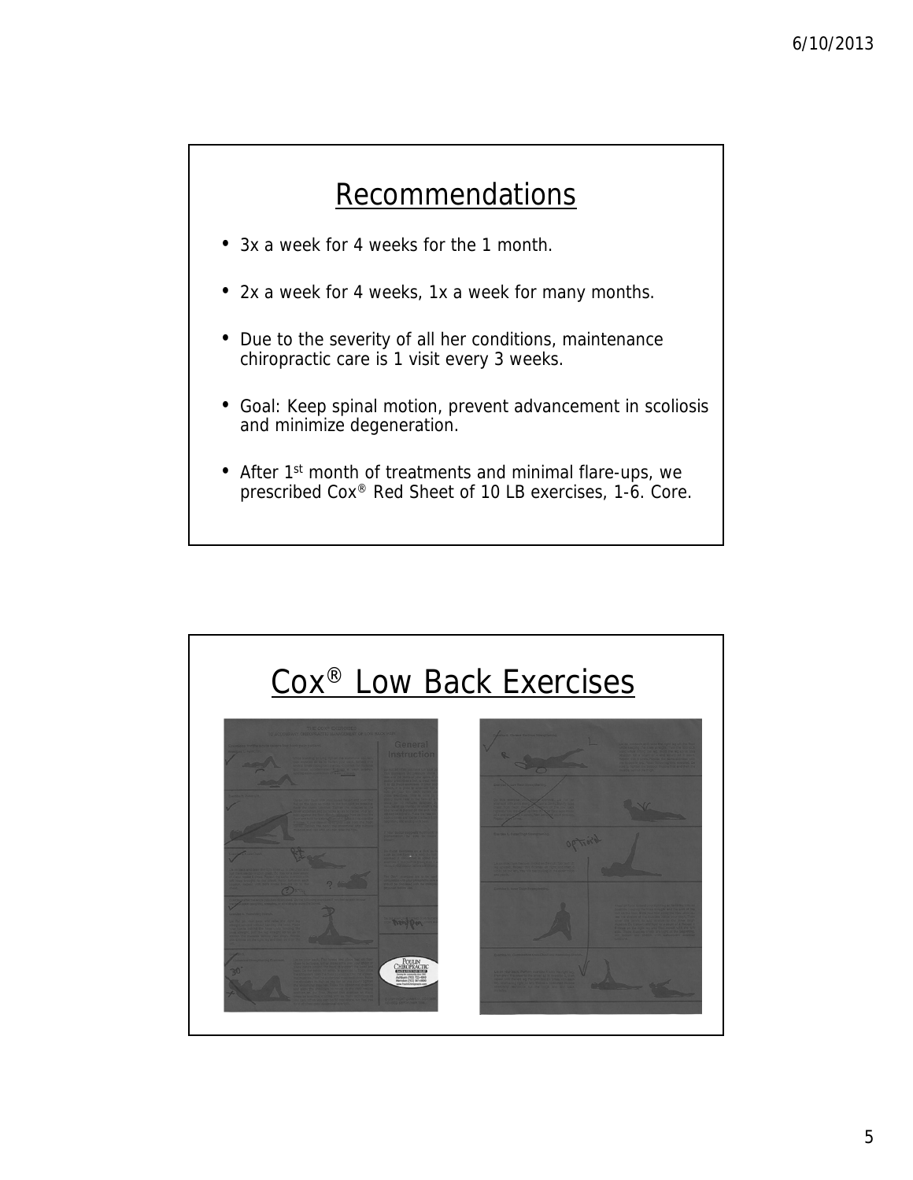# Recommendations

- 3x a week for 4 weeks for the 1 month.
- 2x a week for 4 weeks, 1x a week for many months.
- Due to the severity of all her conditions, maintenance chiropractic care is 1 visit every 3 weeks.
- Goal: Keep spinal motion, prevent advancement in scoliosis and minimize degeneration.
- After 1st month of treatments and minimal flare-ups, we prescribed Cox® Red Sheet of 10 LB exercises, 1-6. Core.

# Cox® Low Back Exercises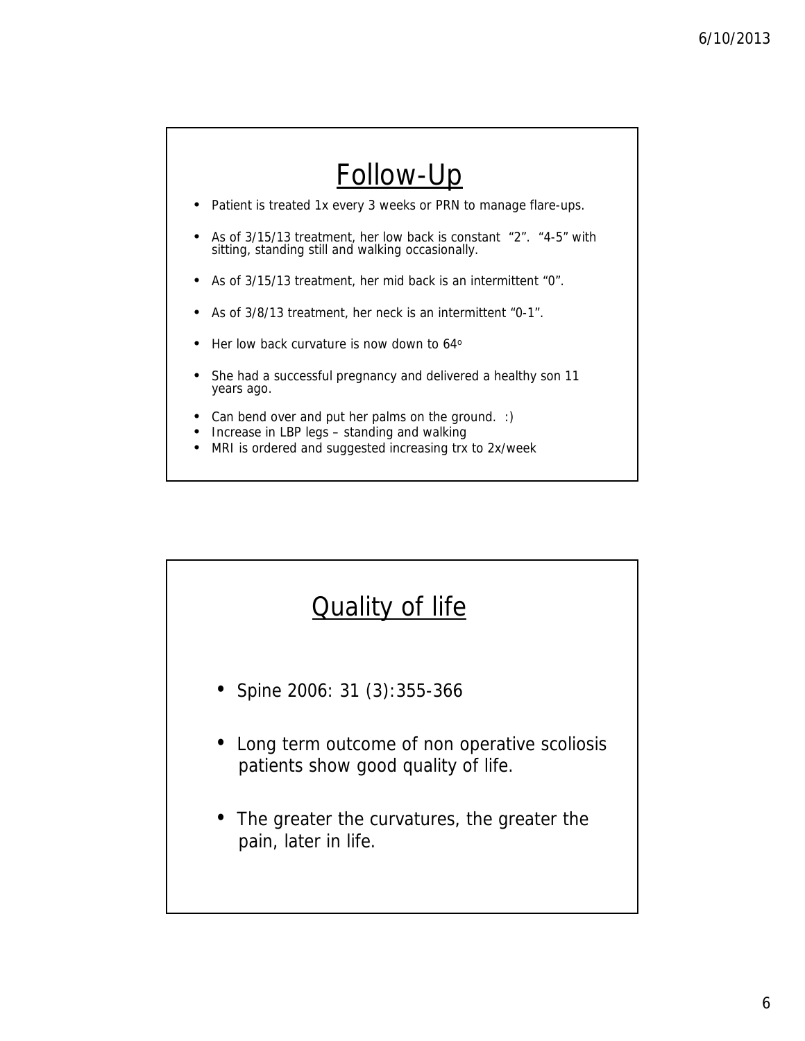## Follow-Up

- Patient is treated 1x every 3 weeks or PRN to manage flare-ups.
- As of 3/15/13 treatment, her low back is constant "2". "4-5" with sitting, standing still and walking occasionally.
- As of 3/15/13 treatment, her mid back is an intermittent "0".
- As of 3/8/13 treatment, her neck is an intermittent "0-1".
- Her low back curvature is now down to 64$^{o}$
- She had a successful pregnancy and delivered a healthy son 11 years ago.
- Can bend over and put her palms on the ground. :)
- Increase in LBP legs – standing and walking
- MRI is ordered and suggested increasing trx to 2x/week

## Quality of life

- Spine 2006: 31 (3):355-366
- Long term outcome of non operative scoliosis patients show good quality of life.
- The greater the curvatures, the greater the pain, later in life.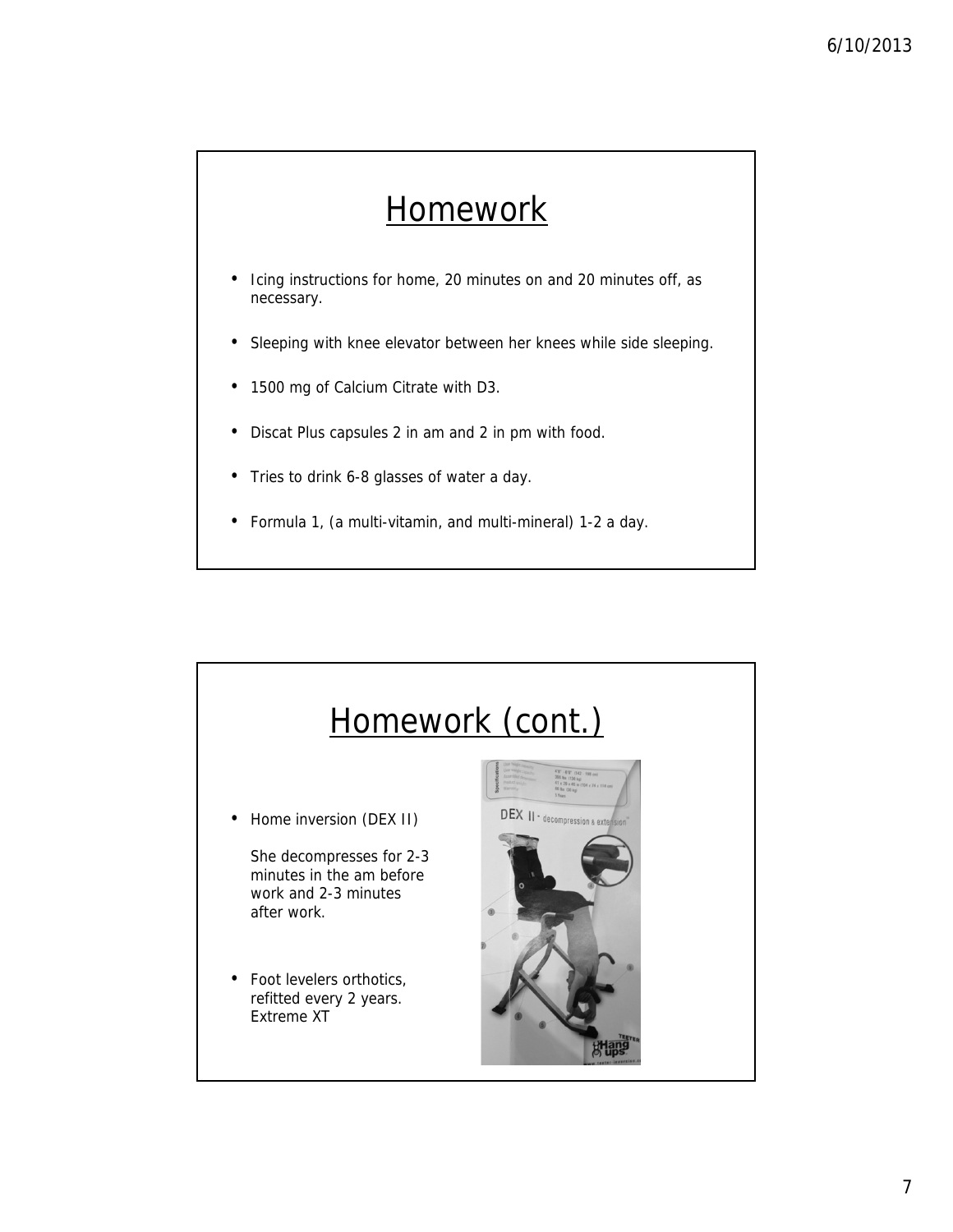# Homework

- Icing instructions for home, 20 minutes on and 20 minutes off, as necessary.
- Sleeping with knee elevator between her knees while side sleeping.
- 1500 mg of Calcium Citrate with D3.
- Discat Plus capsules 2 in am and 2 in pm with food.
- Tries to drink 6-8 glasses of water a day.
- Formula 1, (a multi-vitamin, and multi-mineral) 1-2 a day.

# Homework (cont.)

- Home inversion (DEX II)

  She decompresses for 2-3 minutes in the am before work and 2-3 minutes after work.

- Foot levelers orthotics, refitted every 2 years. Extreme XT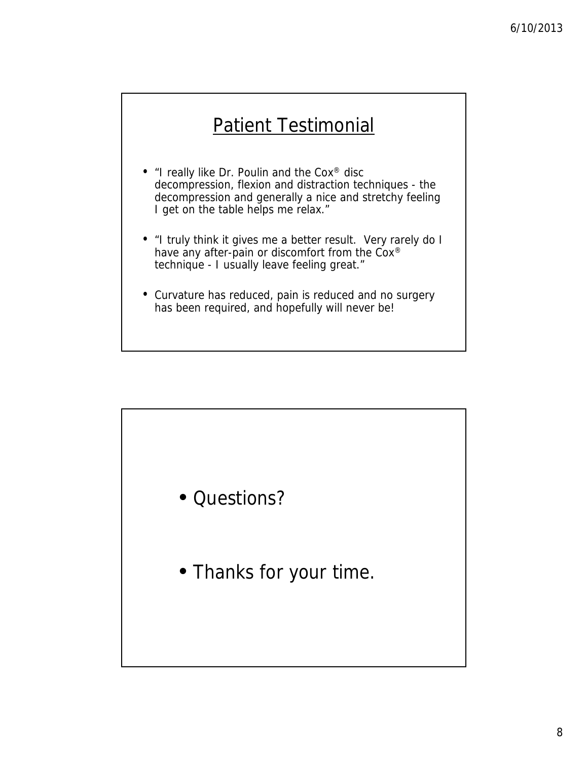## Patient Testimonial

- "I really like Dr. Poulin and the Cox® disc decompression, flexion and distraction techniques - the decompression and generally a nice and stretchy feeling I get on the table helps me relax."
- "I truly think it gives me a better result. Very rarely do I have any after-pain or discomfort from the Cox® technique - I usually leave feeling great."
- Curvature has reduced, pain is reduced and no surgery has been required, and hopefully will never be!

- Questions?
- Thanks for your time.